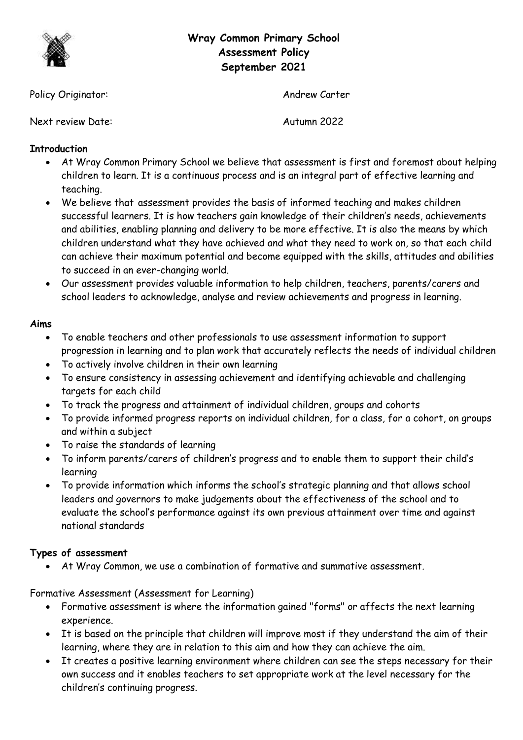# Wray Common Primary School
# Assessment Policy
# September 2021

Policy Originator: Andrew Carter

Next review Date: Autumn 2022

**Introduction**

- At Wray Common Primary School we believe that assessment is first and foremost about helping children to learn. It is a continuous process and is an integral part of effective learning and teaching.
- We believe that assessment provides the basis of informed teaching and makes children successful learners. It is how teachers gain knowledge of their children's needs, achievements and abilities, enabling planning and delivery to be more effective. It is also the means by which children understand what they have achieved and what they need to work on, so that each child can achieve their maximum potential and become equipped with the skills, attitudes and abilities to succeed in an ever-changing world.
- Our assessment provides valuable information to help children, teachers, parents/carers and school leaders to acknowledge, analyse and review achievements and progress in learning.

**Aims**

- To enable teachers and other professionals to use assessment information to support progression in learning and to plan work that accurately reflects the needs of individual children
- To actively involve children in their own learning
- To ensure consistency in assessing achievement and identifying achievable and challenging targets for each child
- To track the progress and attainment of individual children, groups and cohorts
- To provide informed progress reports on individual children, for a class, for a cohort, on groups and within a subject
- To raise the standards of learning
- To inform parents/carers of children's progress and to enable them to support their child's learning
- To provide information which informs the school's strategic planning and that allows school leaders and governors to make judgements about the effectiveness of the school and to evaluate the school's performance against its own previous attainment over time and against national standards

**Types of assessment**

- At Wray Common, we use a combination of formative and summative assessment.

Formative Assessment (Assessment for Learning)

- Formative assessment is where the information gained "forms" or affects the next learning experience.
- It is based on the principle that children will improve most if they understand the aim of their learning, where they are in relation to this aim and how they can achieve the aim.
- It creates a positive learning environment where children can see the steps necessary for their own success and it enables teachers to set appropriate work at the level necessary for the children's continuing progress.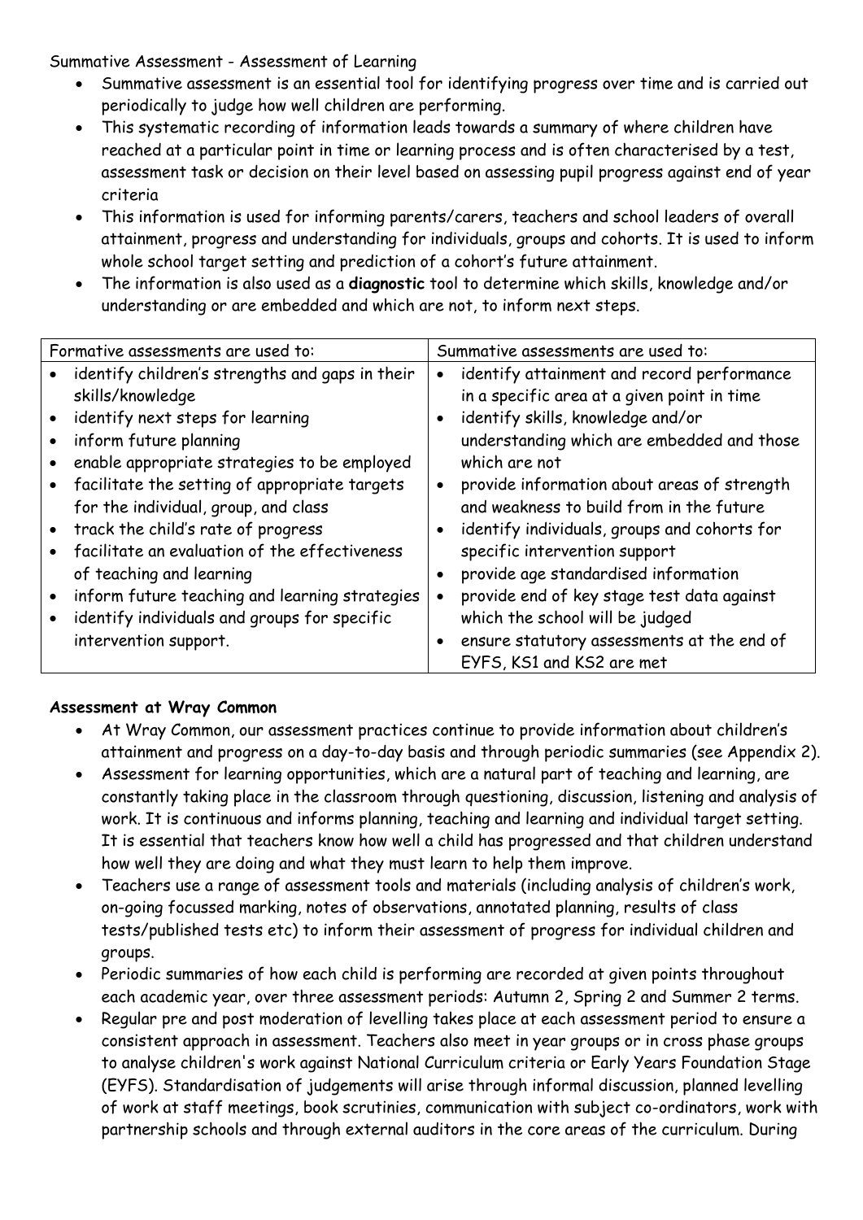Summative Assessment - Assessment of Learning

- Summative assessment is an essential tool for identifying progress over time and is carried out periodically to judge how well children are performing.
- This systematic recording of information leads towards a summary of where children have reached at a particular point in time or learning process and is often characterised by a test, assessment task or decision on their level based on assessing pupil progress against end of year criteria
- This information is used for informing parents/carers, teachers and school leaders of overall attainment, progress and understanding for individuals, groups and cohorts. It is used to inform whole school target setting and prediction of a cohort's future attainment.
- The information is also used as a **diagnostic** tool to determine which skills, knowledge and/or understanding or are embedded and which are not, to inform next steps.

| Formative assessments are used to: | Summative assessments are used to: |
|---|---|
| • identify children's strengths and gaps in their skills/knowledge<br>• identify next steps for learning<br>• inform future planning<br>• enable appropriate strategies to be employed<br>• facilitate the setting of appropriate targets for the individual, group, and class<br>• track the child's rate of progress<br>• facilitate an evaluation of the effectiveness of teaching and learning<br>• inform future teaching and learning strategies<br>• identify individuals and groups for specific intervention support. | • identify attainment and record performance in a specific area at a given point in time<br>• identify skills, knowledge and/or understanding which are embedded and those which are not<br>• provide information about areas of strength and weakness to build from in the future<br>• identify individuals, groups and cohorts for specific intervention support<br>• provide age standardised information<br>• provide end of key stage test data against which the school will be judged<br>• ensure statutory assessments at the end of EYFS, KS1 and KS2 are met |

**Assessment at Wray Common**

- At Wray Common, our assessment practices continue to provide information about children's attainment and progress on a day-to-day basis and through periodic summaries (see Appendix 2).
- Assessment for learning opportunities, which are a natural part of teaching and learning, are constantly taking place in the classroom through questioning, discussion, listening and analysis of work. It is continuous and informs planning, teaching and learning and individual target setting. It is essential that teachers know how well a child has progressed and that children understand how well they are doing and what they must learn to help them improve.
- Teachers use a range of assessment tools and materials (including analysis of children's work, on-going focussed marking, notes of observations, annotated planning, results of class tests/published tests etc) to inform their assessment of progress for individual children and groups.
- Periodic summaries of how each child is performing are recorded at given points throughout each academic year, over three assessment periods: Autumn 2, Spring 2 and Summer 2 terms.
- Regular pre and post moderation of levelling takes place at each assessment period to ensure a consistent approach in assessment. Teachers also meet in year groups or in cross phase groups to analyse children's work against National Curriculum criteria or Early Years Foundation Stage (EYFS). Standardisation of judgements will arise through informal discussion, planned levelling of work at staff meetings, book scrutinies, communication with subject co-ordinators, work with partnership schools and through external auditors in the core areas of the curriculum. During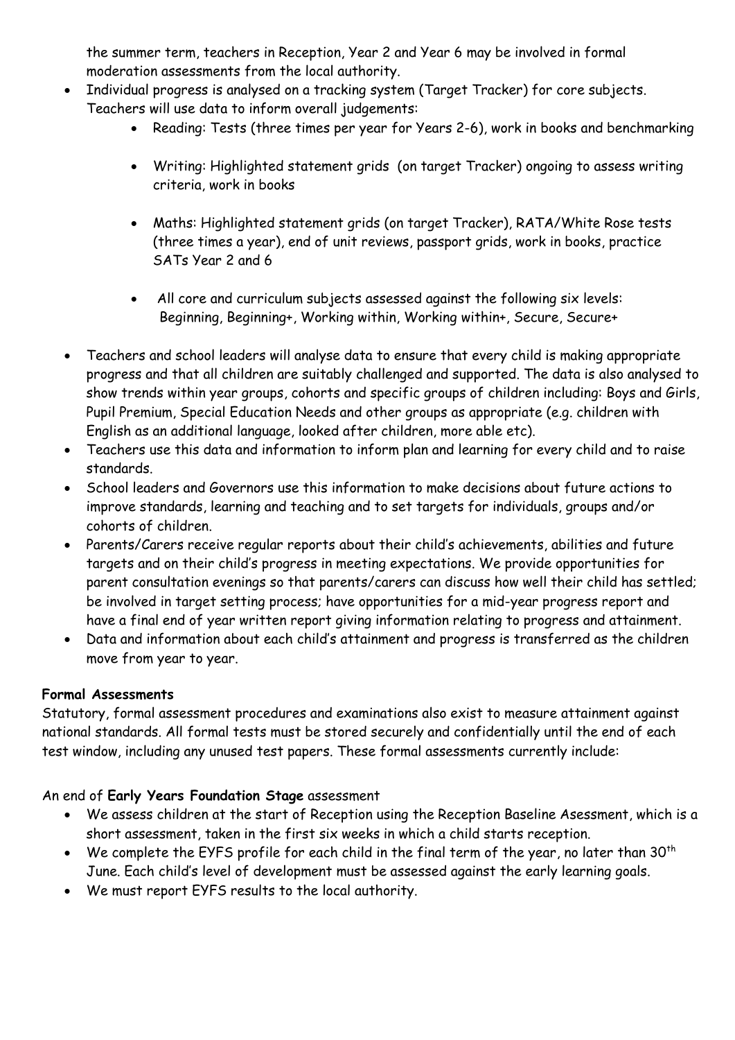the summer term, teachers in Reception, Year 2 and Year 6 may be involved in formal moderation assessments from the local authority.

- Individual progress is analysed on a tracking system (Target Tracker) for core subjects. Teachers will use data to inform overall judgements:
    - Reading: Tests (three times per year for Years 2-6), work in books and benchmarking
    - Writing: Highlighted statement grids (on target Tracker) ongoing to assess writing criteria, work in books
    - Maths: Highlighted statement grids (on target Tracker), RATA/White Rose tests (three times a year), end of unit reviews, passport grids, work in books, practice SATs Year 2 and 6
    - All core and curriculum subjects assessed against the following six levels: Beginning, Beginning+, Working within, Working within+, Secure, Secure+
- Teachers and school leaders will analyse data to ensure that every child is making appropriate progress and that all children are suitably challenged and supported. The data is also analysed to show trends within year groups, cohorts and specific groups of children including: Boys and Girls, Pupil Premium, Special Education Needs and other groups as appropriate (e.g. children with English as an additional language, looked after children, more able etc).
- Teachers use this data and information to inform plan and learning for every child and to raise standards.
- School leaders and Governors use this information to make decisions about future actions to improve standards, learning and teaching and to set targets for individuals, groups and/or cohorts of children.
- Parents/Carers receive regular reports about their child's achievements, abilities and future targets and on their child's progress in meeting expectations. We provide opportunities for parent consultation evenings so that parents/carers can discuss how well their child has settled; be involved in target setting process; have opportunities for a mid-year progress report and have a final end of year written report giving information relating to progress and attainment.
- Data and information about each child's attainment and progress is transferred as the children move from year to year.

**Formal Assessments**

Statutory, formal assessment procedures and examinations also exist to measure attainment against national standards. All formal tests must be stored securely and confidentially until the end of each test window, including any unused test papers. These formal assessments currently include:

An end of **Early Years Foundation Stage** assessment

- We assess children at the start of Reception using the Reception Baseline Asessment, which is a short assessment, taken in the first six weeks in which a child starts reception.
- We complete the EYFS profile for each child in the final term of the year, no later than 30th June. Each child's level of development must be assessed against the early learning goals.
- We must report EYFS results to the local authority.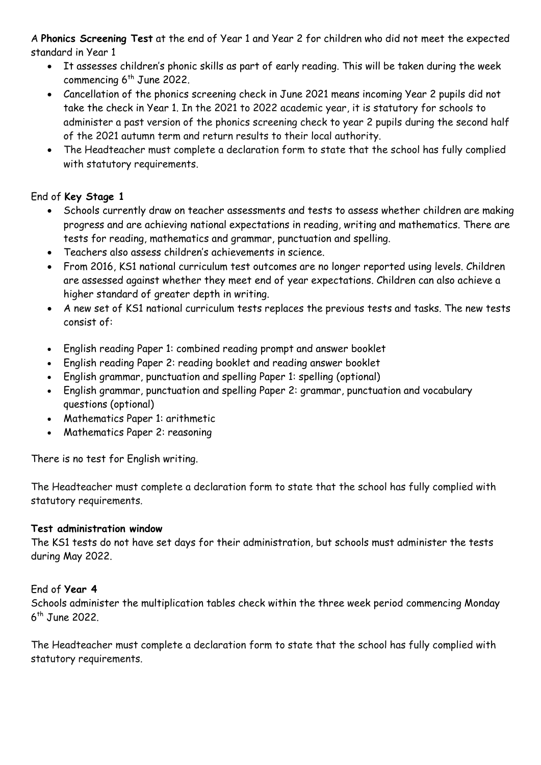A **Phonics Screening Test** at the end of Year 1 and Year 2 for children who did not meet the expected standard in Year 1

- It assesses children's phonic skills as part of early reading. This will be taken during the week commencing 6th June 2022.
- Cancellation of the phonics screening check in June 2021 means incoming Year 2 pupils did not take the check in Year 1. In the 2021 to 2022 academic year, it is statutory for schools to administer a past version of the phonics screening check to year 2 pupils during the second half of the 2021 autumn term and return results to their local authority.
- The Headteacher must complete a declaration form to state that the school has fully complied with statutory requirements.

End of **Key Stage 1**

- Schools currently draw on teacher assessments and tests to assess whether children are making progress and are achieving national expectations in reading, writing and mathematics. There are tests for reading, mathematics and grammar, punctuation and spelling.
- Teachers also assess children's achievements in science.
- From 2016, KS1 national curriculum test outcomes are no longer reported using levels. Children are assessed against whether they meet end of year expectations. Children can also achieve a higher standard of greater depth in writing.
- A new set of KS1 national curriculum tests replaces the previous tests and tasks. The new tests consist of:

- English reading Paper 1: combined reading prompt and answer booklet
- English reading Paper 2: reading booklet and reading answer booklet
- English grammar, punctuation and spelling Paper 1: spelling (optional)
- English grammar, punctuation and spelling Paper 2: grammar, punctuation and vocabulary questions (optional)
- Mathematics Paper 1: arithmetic
- Mathematics Paper 2: reasoning

There is no test for English writing.

The Headteacher must complete a declaration form to state that the school has fully complied with statutory requirements.

**Test administration window**

The KS1 tests do not have set days for their administration, but schools must administer the tests during May 2022.

End of **Year 4**

Schools administer the multiplication tables check within the three week period commencing Monday 6th June 2022.

The Headteacher must complete a declaration form to state that the school has fully complied with statutory requirements.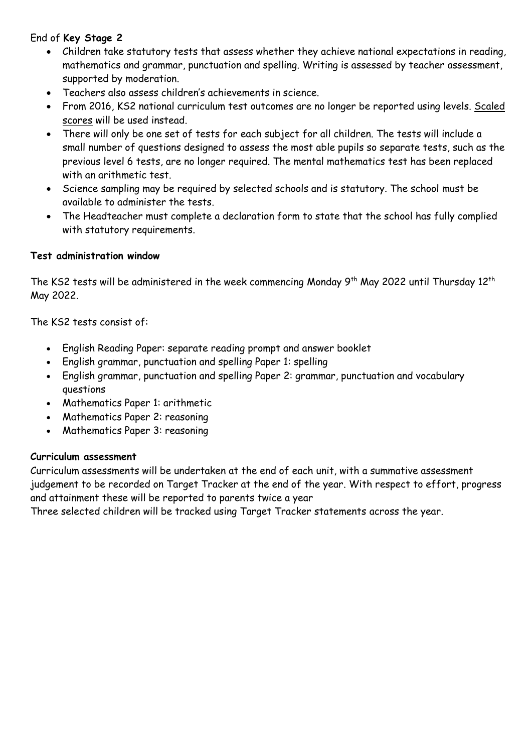End of **Key Stage 2**

- Children take statutory tests that assess whether they achieve national expectations in reading, mathematics and grammar, punctuation and spelling. Writing is assessed by teacher assessment, supported by moderation.
- Teachers also assess children's achievements in science.
- From 2016, KS2 national curriculum test outcomes are no longer be reported using levels. Scaled scores will be used instead.
- There will only be one set of tests for each subject for all children. The tests will include a small number of questions designed to assess the most able pupils so separate tests, such as the previous level 6 tests, are no longer required. The mental mathematics test has been replaced with an arithmetic test.
- Science sampling may be required by selected schools and is statutory. The school must be available to administer the tests.
- The Headteacher must complete a declaration form to state that the school has fully complied with statutory requirements.

**Test administration window**

The KS2 tests will be administered in the week commencing Monday 9th May 2022 until Thursday 12th May 2022.

The KS2 tests consist of:

- English Reading Paper: separate reading prompt and answer booklet
- English grammar, punctuation and spelling Paper 1: spelling
- English grammar, punctuation and spelling Paper 2: grammar, punctuation and vocabulary questions
- Mathematics Paper 1: arithmetic
- Mathematics Paper 2: reasoning
- Mathematics Paper 3: reasoning

**Curriculum assessment**

Curriculum assessments will be undertaken at the end of each unit, with a summative assessment judgement to be recorded on Target Tracker at the end of the year. With respect to effort, progress and attainment these will be reported to parents twice a year

Three selected children will be tracked using Target Tracker statements across the year.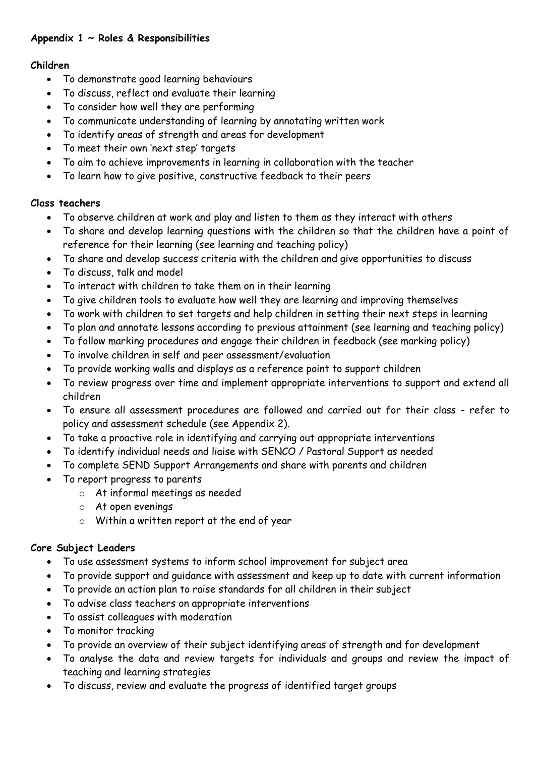**Appendix 1 ~ Roles & Responsibilities**

**Children**

- To demonstrate good learning behaviours
- To discuss, reflect and evaluate their learning
- To consider how well they are performing
- To communicate understanding of learning by annotating written work
- To identify areas of strength and areas for development
- To meet their own 'next step' targets
- To aim to achieve improvements in learning in collaboration with the teacher
- To learn how to give positive, constructive feedback to their peers

**Class teachers**

- To observe children at work and play and listen to them as they interact with others
- To share and develop learning questions with the children so that the children have a point of reference for their learning (see learning and teaching policy)
- To share and develop success criteria with the children and give opportunities to discuss
- To discuss, talk and model
- To interact with children to take them on in their learning
- To give children tools to evaluate how well they are learning and improving themselves
- To work with children to set targets and help children in setting their next steps in learning
- To plan and annotate lessons according to previous attainment (see learning and teaching policy)
- To follow marking procedures and engage their children in feedback (see marking policy)
- To involve children in self and peer assessment/evaluation
- To provide working walls and displays as a reference point to support children
- To review progress over time and implement appropriate interventions to support and extend all children
- To ensure all assessment procedures are followed and carried out for their class - refer to policy and assessment schedule (see Appendix 2).
- To take a proactive role in identifying and carrying out appropriate interventions
- To identify individual needs and liaise with SENCO / Pastoral Support as needed
- To complete SEND Support Arrangements and share with parents and children
- To report progress to parents
  - At informal meetings as needed
  - At open evenings
  - Within a written report at the end of year

**Core Subject Leaders**

- To use assessment systems to inform school improvement for subject area
- To provide support and guidance with assessment and keep up to date with current information
- To provide an action plan to raise standards for all children in their subject
- To advise class teachers on appropriate interventions
- To assist colleagues with moderation
- To monitor tracking
- To provide an overview of their subject identifying areas of strength and for development
- To analyse the data and review targets for individuals and groups and review the impact of teaching and learning strategies
- To discuss, review and evaluate the progress of identified target groups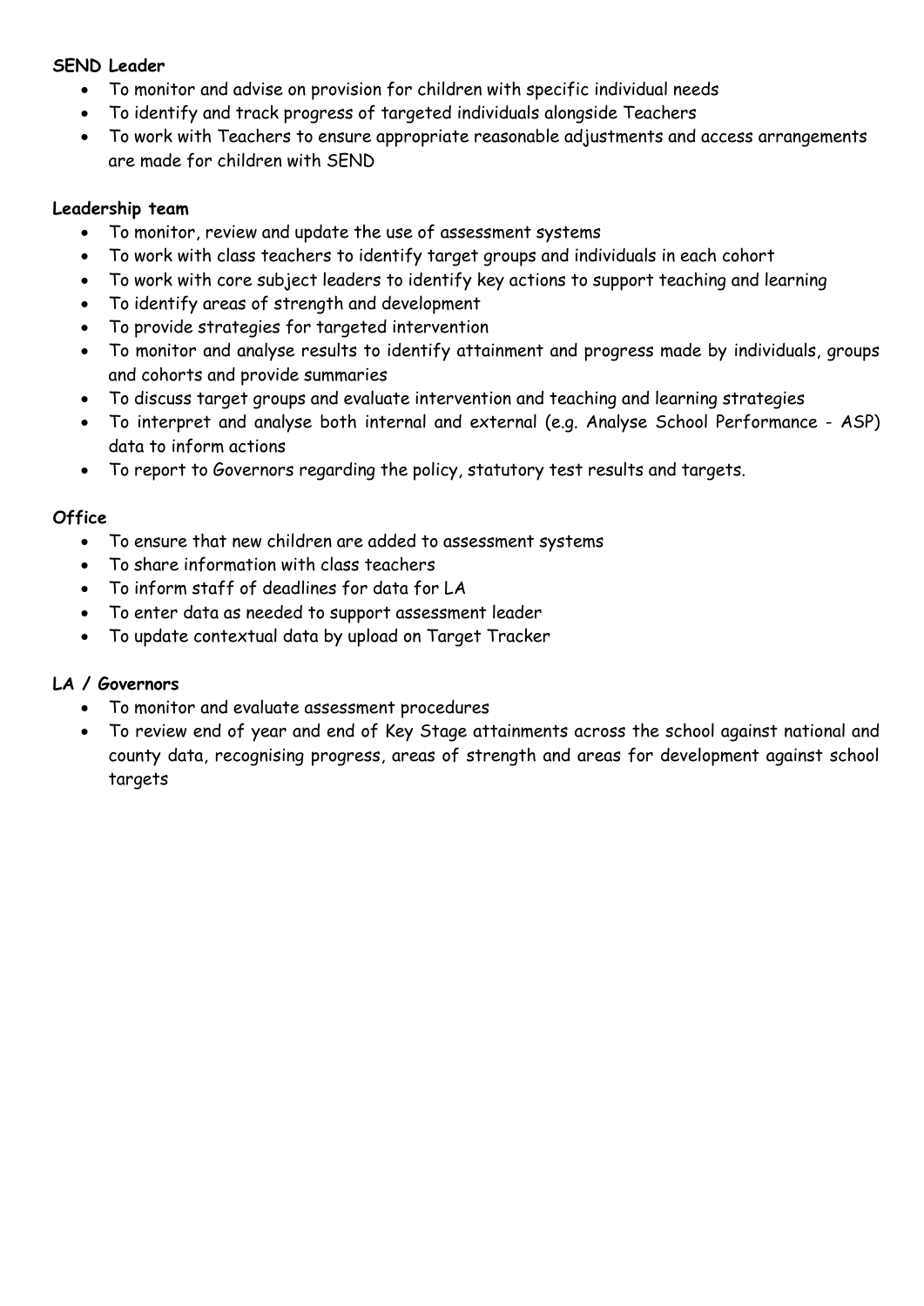**SEND Leader**

- To monitor and advise on provision for children with specific individual needs
- To identify and track progress of targeted individuals alongside Teachers
- To work with Teachers to ensure appropriate reasonable adjustments and access arrangements are made for children with SEND

**Leadership team**

- To monitor, review and update the use of assessment systems
- To work with class teachers to identify target groups and individuals in each cohort
- To work with core subject leaders to identify key actions to support teaching and learning
- To identify areas of strength and development
- To provide strategies for targeted intervention
- To monitor and analyse results to identify attainment and progress made by individuals, groups and cohorts and provide summaries
- To discuss target groups and evaluate intervention and teaching and learning strategies
- To interpret and analyse both internal and external (e.g. Analyse School Performance - ASP) data to inform actions
- To report to Governors regarding the policy, statutory test results and targets.

**Office**

- To ensure that new children are added to assessment systems
- To share information with class teachers
- To inform staff of deadlines for data for LA
- To enter data as needed to support assessment leader
- To update contextual data by upload on Target Tracker

**LA / Governors**

- To monitor and evaluate assessment procedures
- To review end of year and end of Key Stage attainments across the school against national and county data, recognising progress, areas of strength and areas for development against school targets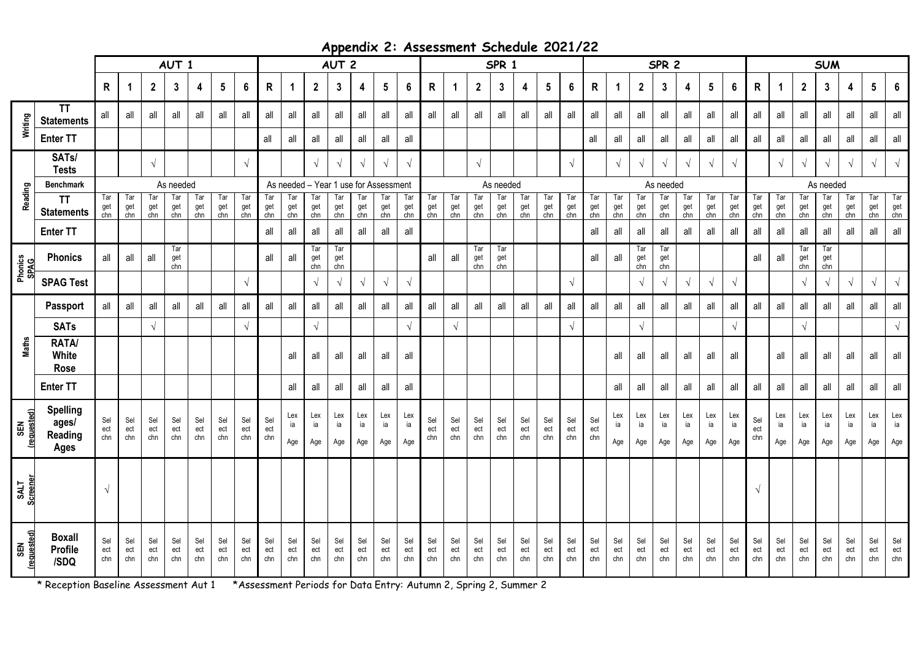# Appendix 2: Assessment Schedule 2021/22

| | | AUT 1 | | | | | | | AUT 2 | | | | | | | SPR 1 | | | | | | | SPR 2 | | | | | | | SUM | | | | | | |
|---|---|---|---|---|---|---|---|---|---|---|---|---|---|---|---|---|---|---|---|---|---|---|---|---|---|---|---|---|---|---|---|---|---|---|---|---|
| | | R | 1 | 2 | 3 | 4 | 5 | 6 | R | 1 | 2 | 3 | 4 | 5 | 6 | R | 1 | 2 | 3 | 4 | 5 | 6 | R | 1 | 2 | 3 | 4 | 5 | 6 | R | 1 | 2 | 3 | 4 | 5 | 6 |
| Writing | TT Statements | all | all | all | all | all | all | all | all | all | all | all | all | all | all | all | all | all | all | all | all | all | all | all | all | all | all | all | all | all | all | all | all | all | all | all |
| | Enter TT | | | | | | | | all | all | all | all | all | all | all | | | | | | | | all | all | all | all | all | all | all | all | all | all | all | all | all | all |
| Reading | SATs/ Tests | | | √ | | | | √ | | | √ | √ | √ | √ | √ | | | √ | | | | √ | | √ | √ | √ | √ | √ | √ | | √ | √ | √ | √ | √ | √ |
| | Benchmark | As needed | | | | | | | As needed – Year 1 use for Assessment | | | | | | | As needed | | | | | | | As needed | | | | | | | As needed | | | | | | |
| | TT Statements | Target chn | Target chn | Target chn | Target chn | Target chn | Target chn | Target chn | Target chn | Target chn | Target chn | Target chn | Target chn | Target chn | Target chn | Target chn | Target chn | Target chn | Target chn | Target chn | Target chn | Target chn | Target chn | Target chn | Target chn | Target chn | Target chn | Target chn | Target chn | Target chn | Target chn | Target chn | Target chn | Target chn | Target chn | Target chn |
| | Enter TT | | | | | | | | all | all | all | all | all | all | all | | | | | | | | all | all | all | all | all | all | all | all | all | all | all | all | all | all |
| Phonics SPAG | Phonics | all | all | all | Target chn | | | | all | all | Target chn | Target chn | | | | all | all | Target chn | Target chn | | | | all | all | Target chn | Target chn | | | | all | all | Target chn | Target chn | | | |
| | SPAG Test | | | | | | | √ | | | √ | √ | √ | √ | √ | | | | | | | √ | | | √ | √ | √ | √ | √ | | | √ | √ | √ | √ | √ |
| Maths | Passport | all | all | all | all | all | all | all | all | all | all | all | all | all | all | all | all | all | all | all | all | all | all | all | all | all | all | all | all | all | all | all | all | all | all | all |
| | SATs | | | √ | | | | √ | | | √ | | | | √ | | √ | | | | | √ | | | √ | | | | √ | | | √ | | | | √ |
| | RATA/ White Rose | | | | | | | | | all | all | all | all | all | all | | | | | | | | | all | all | all | all | all | all | | all | all | all | all | all | all |
| | Enter TT | | | | | | | | | all | all | all | all | all | all | | | | | | | | | all | all | all | all | all | all | all | all | all | all | all | all | all |
| SEN (requested) | Spelling ages/ Reading Ages | Select chn | Select chn | Select chn | Select chn | Select chn | Select chn | Select chn | Select chn | Lexia Age | Lexia Age | Lexia Age | Lexia Age | Lexia Age | Lexia Age | Select chn | Select chn | Select chn | Select chn | Select chn | Select chn | Select chn | Select chn | Lexia Age | Lexia Age | Lexia Age | Lexia Age | Lexia Age | Lexia Age | Select chn | Lexia Age | Lexia Age | Lexia Age | Lexia Age | Lexia Age | Lexia Age |
| SALT Screener | | √ | | | | | | | | | | | | | | | | | | | | | | | | | | | | √ | | | | | | |
| SEN (requested) | Boxall Profile /SDQ | Select chn | Select chn | Select chn | Select chn | Select chn | Select chn | Select chn | Select chn | Select chn | Select chn | Select chn | Select chn | Select chn | Select chn | Select chn | Select chn | Select chn | Select chn | Select chn | Select chn | Select chn | Select chn | Select chn | Select chn | Select chn | Select chn | Select chn | Select chn | Select chn | Select chn | Select chn | Select chn | Select chn | Select chn | Select chn |

\* Reception Baseline Assessment Aut 1 \*Assessment Periods for Data Entry: Autumn 2, Spring 2, Summer 2